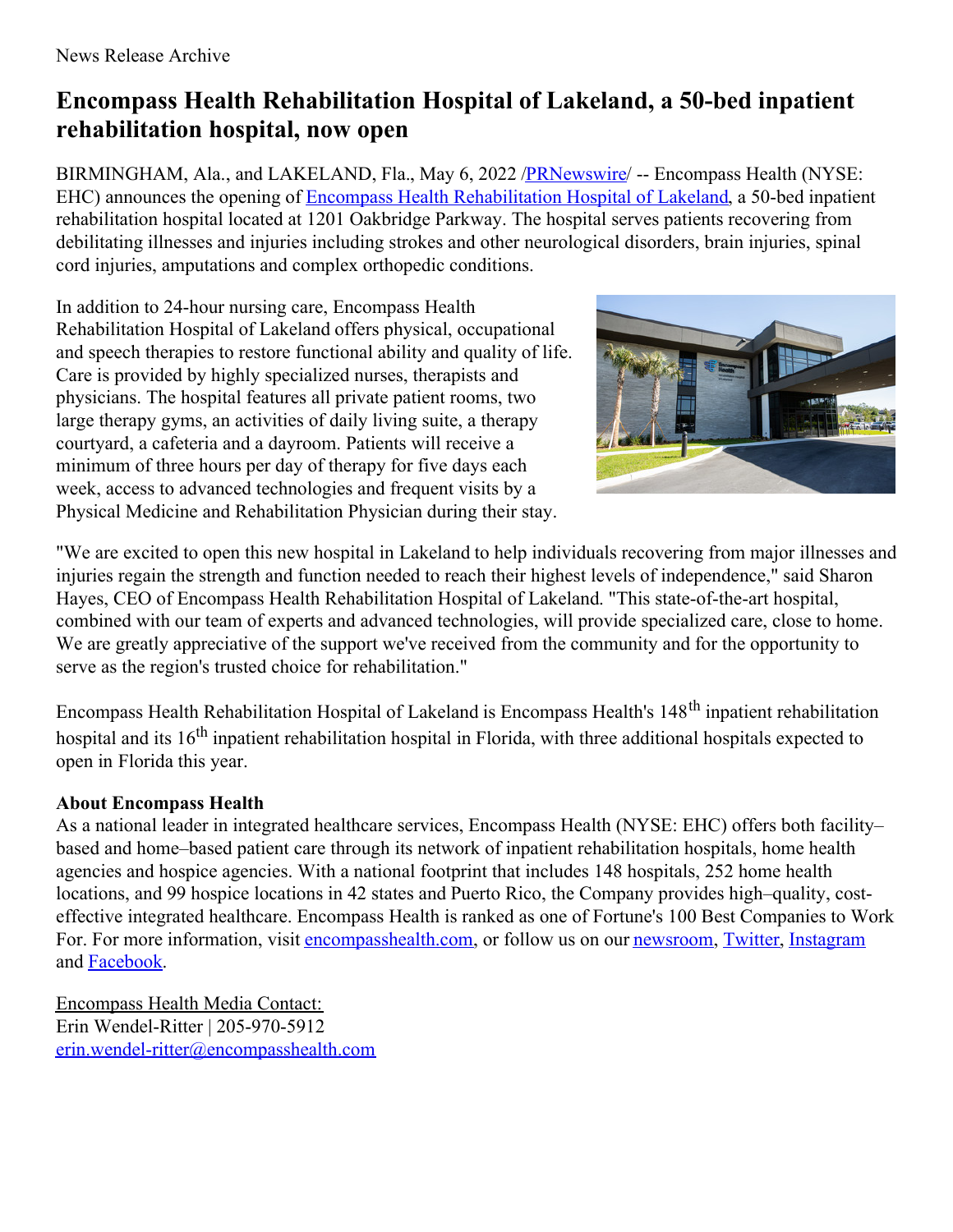News Release Archive

# Encompass Health Rehabilitation Hospital of Lakeland, a 50-bed inpatient rehabilitation hospital, now open

BIRMINGHAM, Ala., and LAKELAND, Fla., May 6, 2022 /PRNewswire/ -- Encompass Health (NYSE: EHC) announces the opening of Encompass Health Rehabilitation Hospital of Lakeland, a 50-bed inpatient rehabilitation hospital located at 1201 Oakbridge Parkway. The hospital serves patients recovering from debilitating illnesses and injuries including strokes and other neurological disorders, brain injuries, spinal cord injuries, amputations and complex orthopedic conditions.

In addition to 24-hour nursing care, Encompass Health Rehabilitation Hospital of Lakeland offers physical, occupational and speech therapies to restore functional ability and quality of life. Care is provided by highly specialized nurses, therapists and physicians. The hospital features all private patient rooms, two large therapy gyms, an activities of daily living suite, a therapy courtyard, a cafeteria and a dayroom. Patients will receive a minimum of three hours per day of therapy for five days each week, access to advanced technologies and frequent visits by a Physical Medicine and Rehabilitation Physician during their stay.

"We are excited to open this new hospital in Lakeland to help individuals recovering from major illnesses and injuries regain the strength and function needed to reach their highest levels of independence," said Sharon Hayes, CEO of Encompass Health Rehabilitation Hospital of Lakeland. "This state-of-the-art hospital, combined with our team of experts and advanced technologies, will provide specialized care, close to home. We are greatly appreciative of the support we've received from the community and for the opportunity to serve as the region's trusted choice for rehabilitation."

Encompass Health Rehabilitation Hospital of Lakeland is Encompass Health's 148th inpatient rehabilitation hospital and its 16th inpatient rehabilitation hospital in Florida, with three additional hospitals expected to open in Florida this year.

**About Encompass Health**
As a national leader in integrated healthcare services, Encompass Health (NYSE: EHC) offers both facility–based and home–based patient care through its network of inpatient rehabilitation hospitals, home health agencies and hospice agencies. With a national footprint that includes 148 hospitals, 252 home health locations, and 99 hospice locations in 42 states and Puerto Rico, the Company provides high–quality, cost-effective integrated healthcare. Encompass Health is ranked as one of Fortune's 100 Best Companies to Work For. For more information, visit encompasshealth.com, or follow us on our newsroom, Twitter, Instagram and Facebook.

Encompass Health Media Contact:
Erin Wendel-Ritter | 205-970-5912
erin.wendel-ritter@encompasshealth.com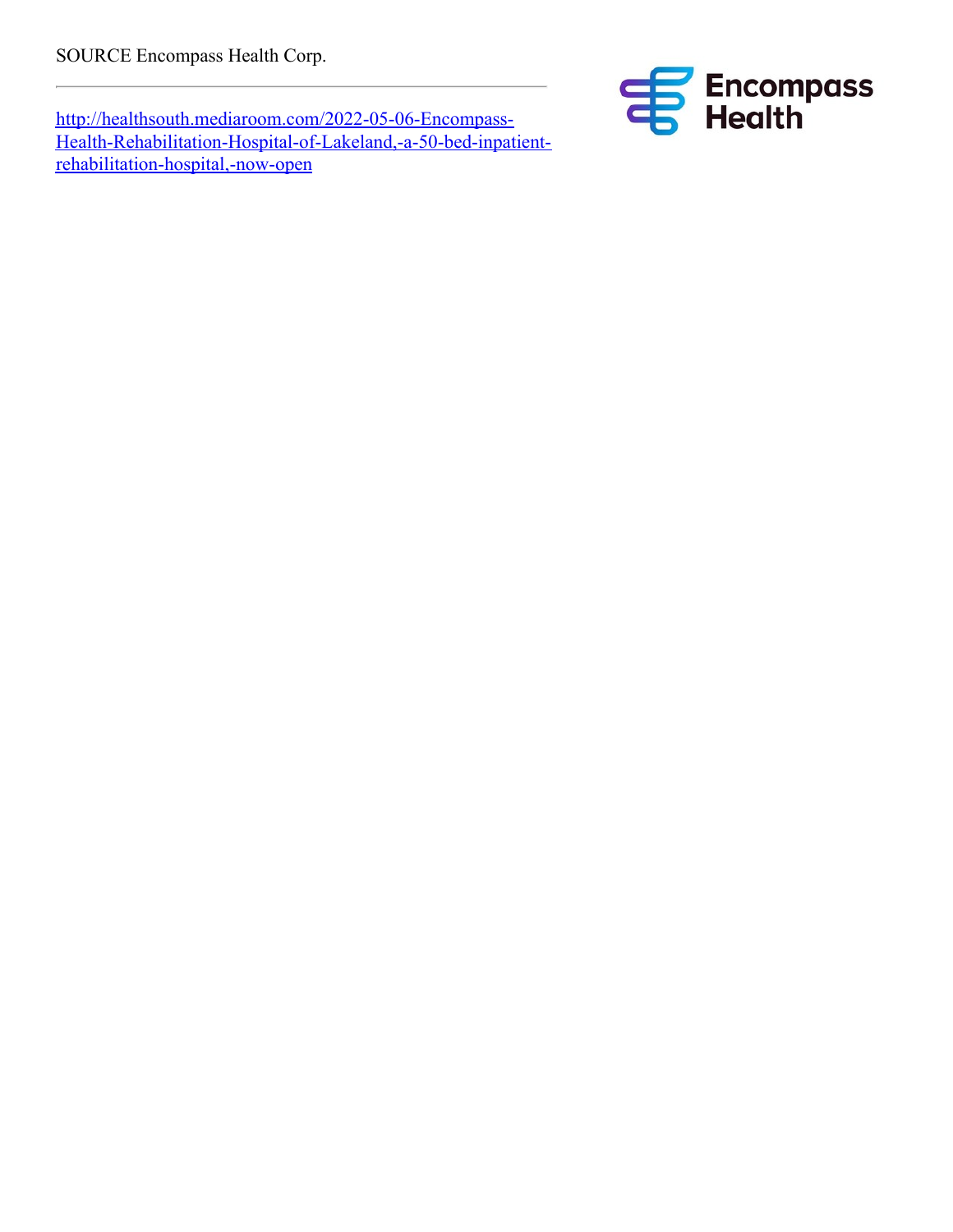SOURCE Encompass Health Corp.

---

http://healthsouth.mediaroom.com/2022-05-06-Encompass-Health-Rehabilitation-Hospital-of-Lakeland,-a-50-bed-inpatient-rehabilitation-hospital,-now-open